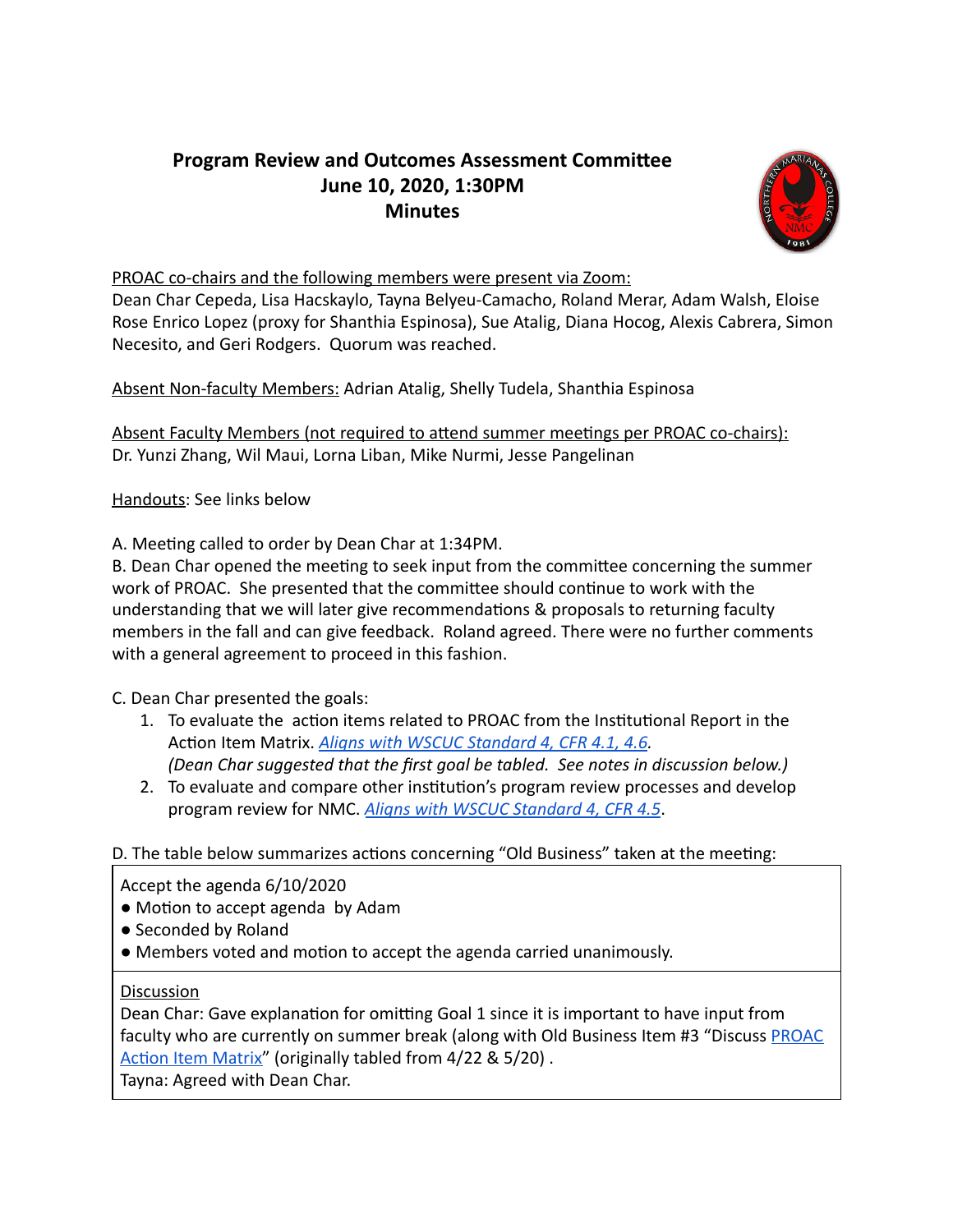# Program Review and Outcomes Assessment Committee
## June 10, 2020, 1:30PM
## Minutes

PROAC co-chairs and the following members were present via Zoom:
Dean Char Cepeda, Lisa Hacskaylo, Tayna Belyeu-Camacho, Roland Merar, Adam Walsh, Eloise Rose Enrico Lopez (proxy for Shanthia Espinosa), Sue Atalig, Diana Hocog, Alexis Cabrera, Simon Necesito, and Geri Rodgers. Quorum was reached.

Absent Non-faculty Members: Adrian Atalig, Shelly Tudela, Shanthia Espinosa

Absent Faculty Members (not required to attend summer meetings per PROAC co-chairs): Dr. Yunzi Zhang, Wil Maui, Lorna Liban, Mike Nurmi, Jesse Pangelinan

Handouts: See links below

A. Meeting called to order by Dean Char at 1:34PM.

B. Dean Char opened the meeting to seek input from the committee concerning the summer work of PROAC. She presented that the committee should continue to work with the understanding that we will later give recommendations & proposals to returning faculty members in the fall and can give feedback. Roland agreed. There were no further comments with a general agreement to proceed in this fashion.

C. Dean Char presented the goals:

1. To evaluate the action items related to PROAC from the Institutional Report in the Action Item Matrix. *Aligns with WSCUC Standard 4, CFR 4.1, 4.6.*
   *(Dean Char suggested that the first goal be tabled. See notes in discussion below.)*
2. To evaluate and compare other institution's program review processes and develop program review for NMC. *Aligns with WSCUC Standard 4, CFR 4.5*.

D. The table below summarizes actions concerning "Old Business" taken at the meeting:

| |
|---|
| Accept the agenda 6/10/2020<br>● Motion to accept agenda by Adam<br>● Seconded by Roland<br>● Members voted and motion to accept the agenda carried unanimously. |
| Discussion<br>Dean Char: Gave explanation for omitting Goal 1 since it is important to have input from faculty who are currently on summer break (along with Old Business Item #3 "Discuss PROAC Action Item Matrix" (originally tabled from 4/22 & 5/20) .<br>Tayna: Agreed with Dean Char. |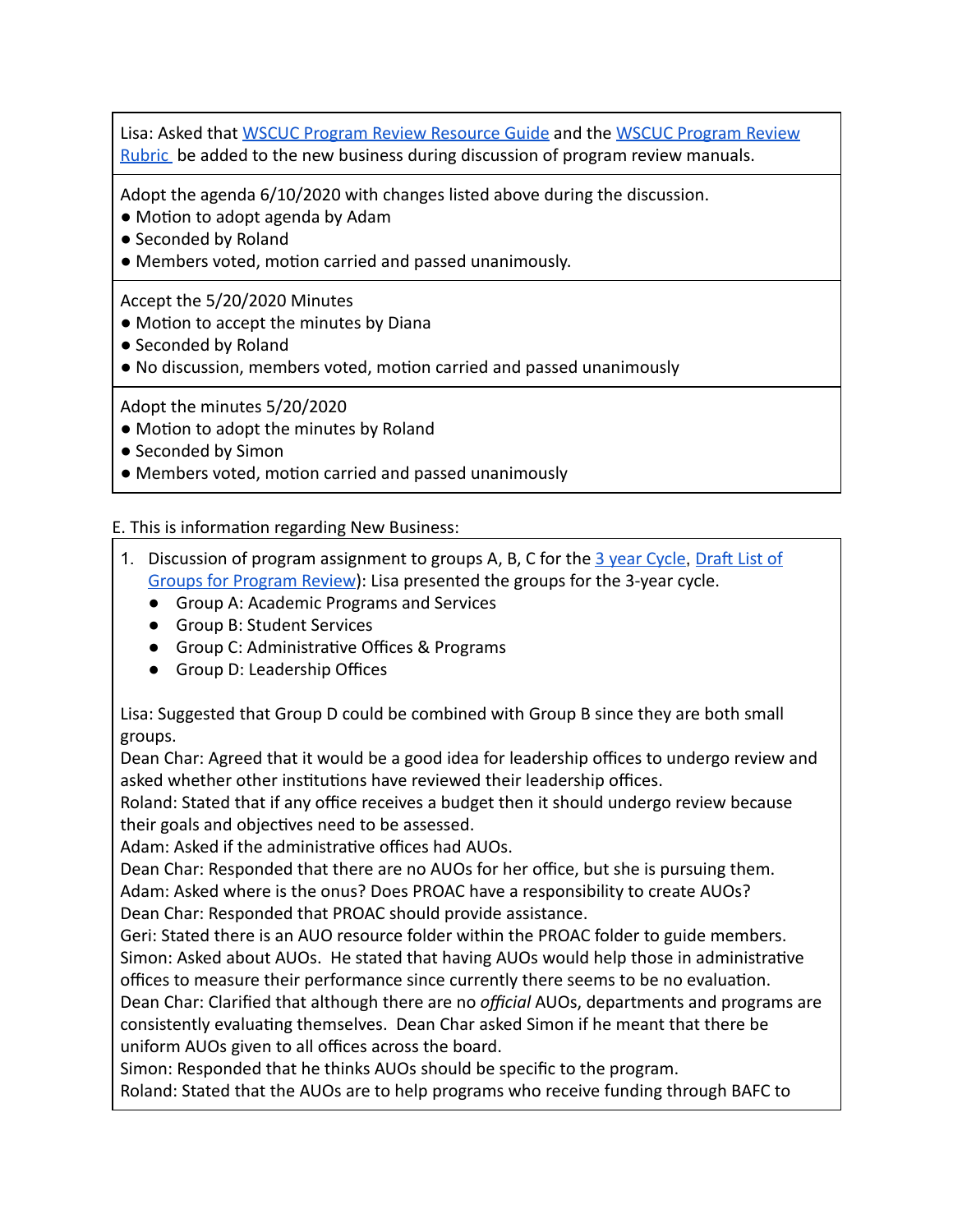Lisa: Asked that [WSCUC Program Review Resource Guide] and the [WSCUC Program Review Rubric] be added to the new business during discussion of program review manuals.

Adopt the agenda 6/10/2020 with changes listed above during the discussion.
- Motion to adopt agenda by Adam
- Seconded by Roland
- Members voted, motion carried and passed unanimously.

Accept the 5/20/2020 Minutes
- Motion to accept the minutes by Diana
- Seconded by Roland
- No discussion, members voted, motion carried and passed unanimously

Adopt the minutes 5/20/2020
- Motion to adopt the minutes by Roland
- Seconded by Simon
- Members voted, motion carried and passed unanimously

E. This is information regarding New Business:

1. Discussion of program assignment to groups A, B, C for the [3 year Cycle], [Draft List of Groups for Program Review]): Lisa presented the groups for the 3-year cycle.
   - Group A: Academic Programs and Services
   - Group B: Student Services
   - Group C: Administrative Offices & Programs
   - Group D: Leadership Offices

   Lisa: Suggested that Group D could be combined with Group B since they are both small groups.
   Dean Char: Agreed that it would be a good idea for leadership offices to undergo review and asked whether other institutions have reviewed their leadership offices.
   Roland: Stated that if any office receives a budget then it should undergo review because their goals and objectives need to be assessed.
   Adam: Asked if the administrative offices had AUOs.
   Dean Char: Responded that there are no AUOs for her office, but she is pursuing them.
   Adam: Asked where is the onus? Does PROAC have a responsibility to create AUOs?
   Dean Char: Responded that PROAC should provide assistance.
   Geri: Stated there is an AUO resource folder within the PROAC folder to guide members.
   Simon: Asked about AUOs. He stated that having AUOs would help those in administrative offices to measure their performance since currently there seems to be no evaluation.
   Dean Char: Clarified that although there are no *official* AUOs, departments and programs are consistently evaluating themselves. Dean Char asked Simon if he meant that there be uniform AUOs given to all offices across the board.
   Simon: Responded that he thinks AUOs should be specific to the program.
   Roland: Stated that the AUOs are to help programs who receive funding through BAFC to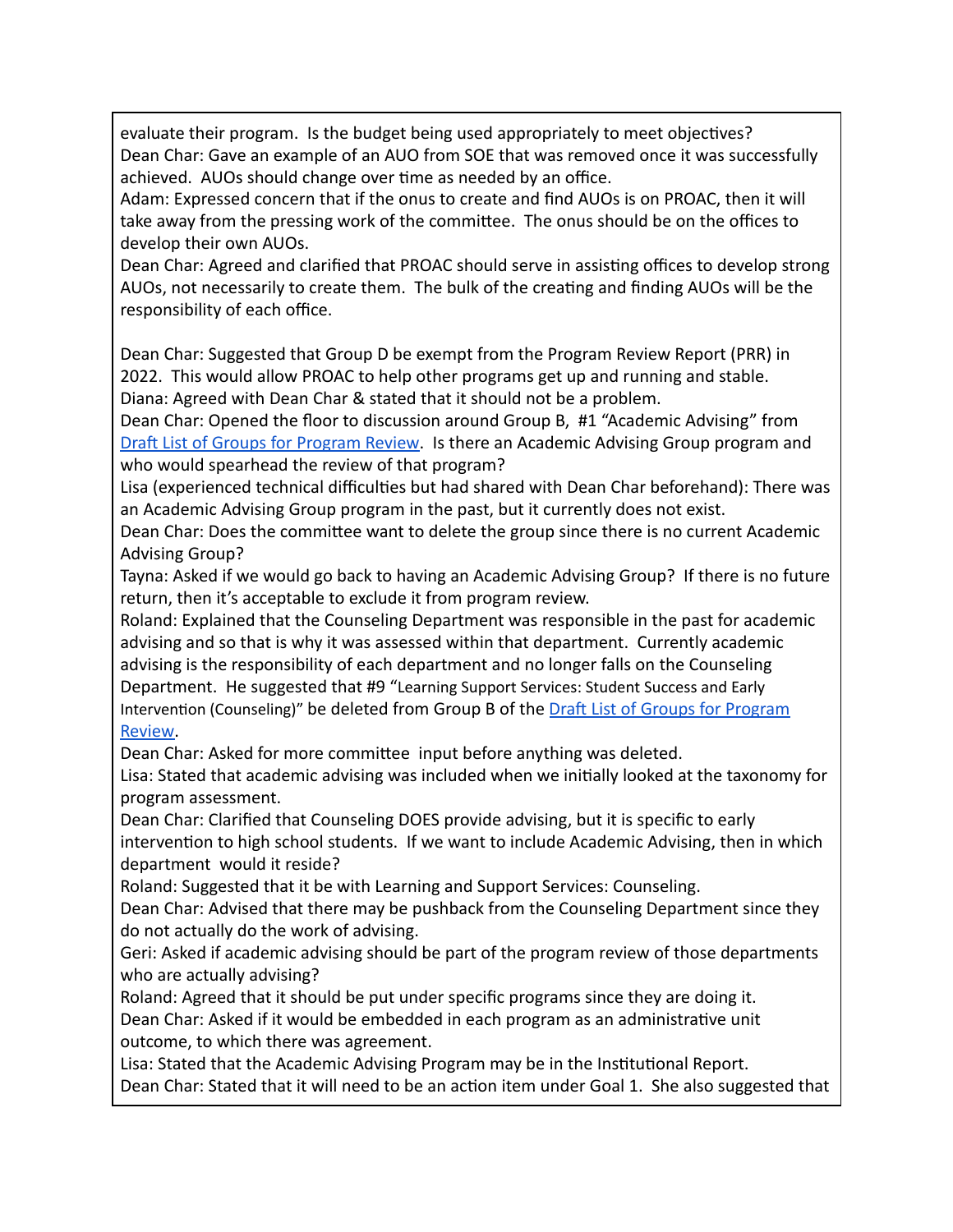evaluate their program. Is the budget being used appropriately to meet objectives?
Dean Char: Gave an example of an AUO from SOE that was removed once it was successfully achieved. AUOs should change over time as needed by an office.
Adam: Expressed concern that if the onus to create and find AUOs is on PROAC, then it will take away from the pressing work of the committee. The onus should be on the offices to develop their own AUOs.
Dean Char: Agreed and clarified that PROAC should serve in assisting offices to develop strong AUOs, not necessarily to create them. The bulk of the creating and finding AUOs will be the responsibility of each office.

Dean Char: Suggested that Group D be exempt from the Program Review Report (PRR) in 2022. This would allow PROAC to help other programs get up and running and stable.
Diana: Agreed with Dean Char & stated that it should not be a problem.
Dean Char: Opened the floor to discussion around Group B, #1 "Academic Advising" from Draft List of Groups for Program Review. Is there an Academic Advising Group program and who would spearhead the review of that program?
Lisa (experienced technical difficulties but had shared with Dean Char beforehand): There was an Academic Advising Group program in the past, but it currently does not exist.
Dean Char: Does the committee want to delete the group since there is no current Academic Advising Group?
Tayna: Asked if we would go back to having an Academic Advising Group? If there is no future return, then it's acceptable to exclude it from program review.
Roland: Explained that the Counseling Department was responsible in the past for academic advising and so that is why it was assessed within that department. Currently academic advising is the responsibility of each department and no longer falls on the Counseling Department. He suggested that #9 "Learning Support Services: Student Success and Early Intervention (Counseling)" be deleted from Group B of the Draft List of Groups for Program Review.
Dean Char: Asked for more committee input before anything was deleted.
Lisa: Stated that academic advising was included when we initially looked at the taxonomy for program assessment.
Dean Char: Clarified that Counseling DOES provide advising, but it is specific to early intervention to high school students. If we want to include Academic Advising, then in which department would it reside?
Roland: Suggested that it be with Learning and Support Services: Counseling.
Dean Char: Advised that there may be pushback from the Counseling Department since they do not actually do the work of advising.
Geri: Asked if academic advising should be part of the program review of those departments who are actually advising?
Roland: Agreed that it should be put under specific programs since they are doing it.
Dean Char: Asked if it would be embedded in each program as an administrative unit outcome, to which there was agreement.
Lisa: Stated that the Academic Advising Program may be in the Institutional Report.
Dean Char: Stated that it will need to be an action item under Goal 1. She also suggested that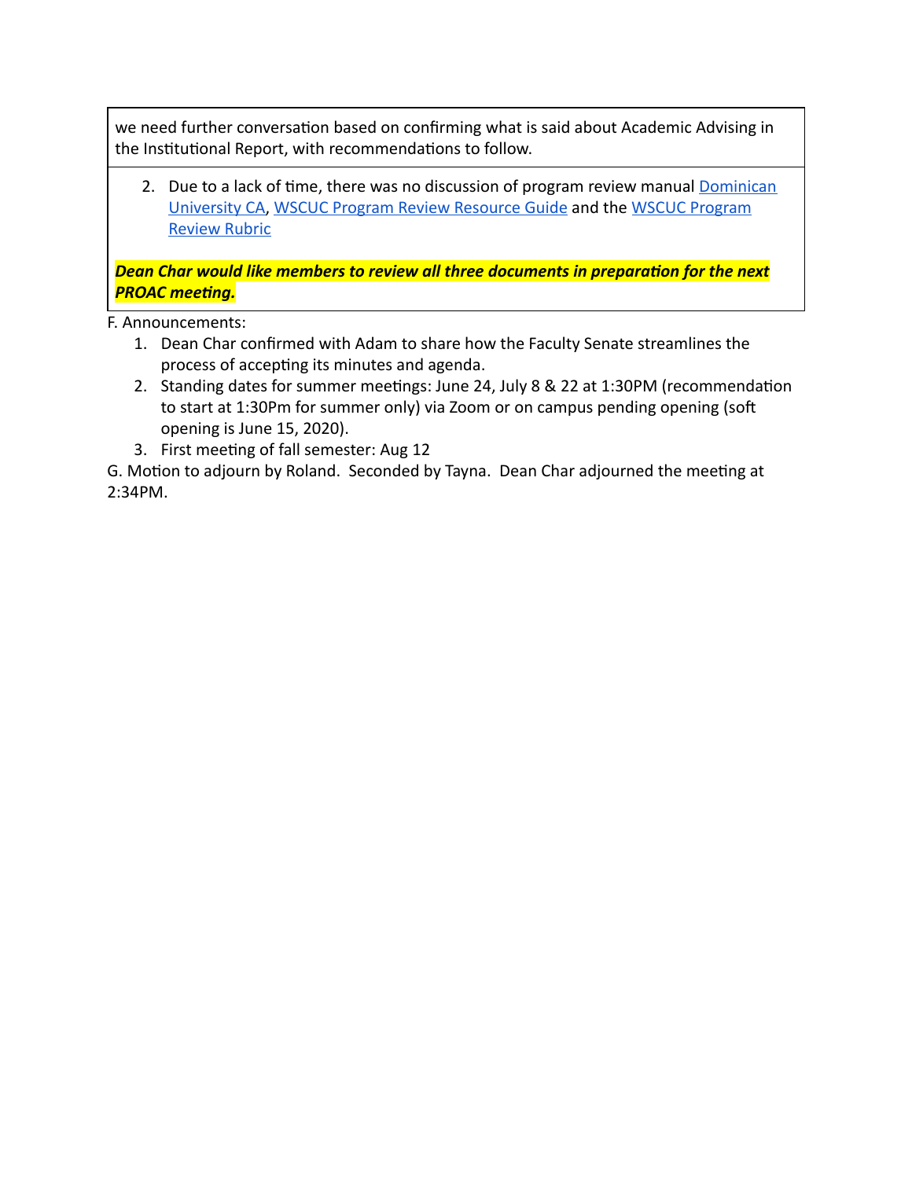we need further conversation based on confirming what is said about Academic Advising in the Institutional Report, with recommendations to follow.

2. Due to a lack of time, there was no discussion of program review manual Dominican University CA, WSCUC Program Review Resource Guide and the WSCUC Program Review Rubric

***Dean Char would like members to review all three documents in preparation for the next PROAC meeting.***

F. Announcements:

1. Dean Char confirmed with Adam to share how the Faculty Senate streamlines the process of accepting its minutes and agenda.
2. Standing dates for summer meetings: June 24, July 8 & 22 at 1:30PM (recommendation to start at 1:30Pm for summer only) via Zoom or on campus pending opening (soft opening is June 15, 2020).
3. First meeting of fall semester: Aug 12

G. Motion to adjourn by Roland. Seconded by Tayna. Dean Char adjourned the meeting at 2:34PM.